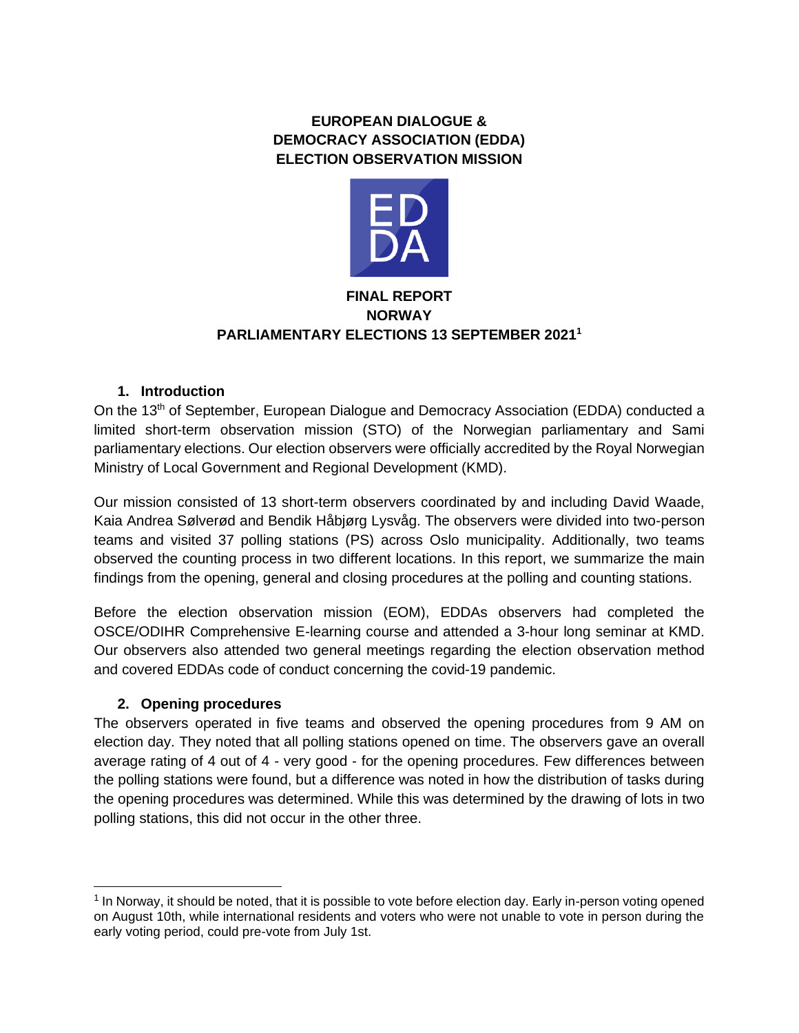**EUROPEAN DIALOGUE & DEMOCRACY ASSOCIATION (EDDA) ELECTION OBSERVATION MISSION**

**FINAL REPORT**
**NORWAY**
**PARLIAMENTARY ELECTIONS 13 SEPTEMBER 2021**[1]

## 1. Introduction

On the 13th of September, European Dialogue and Democracy Association (EDDA) conducted a limited short-term observation mission (STO) of the Norwegian parliamentary and Sami parliamentary elections. Our election observers were officially accredited by the Royal Norwegian Ministry of Local Government and Regional Development (KMD).

Our mission consisted of 13 short-term observers coordinated by and including David Waade, Kaia Andrea Sølverød and Bendik Håbjørg Lysvåg. The observers were divided into two-person teams and visited 37 polling stations (PS) across Oslo municipality. Additionally, two teams observed the counting process in two different locations. In this report, we summarize the main findings from the opening, general and closing procedures at the polling and counting stations.

Before the election observation mission (EOM), EDDAs observers had completed the OSCE/ODIHR Comprehensive E-learning course and attended a 3-hour long seminar at KMD. Our observers also attended two general meetings regarding the election observation method and covered EDDAs code of conduct concerning the covid-19 pandemic.

## 2. Opening procedures

The observers operated in five teams and observed the opening procedures from 9 AM on election day. They noted that all polling stations opened on time. The observers gave an overall average rating of 4 out of 4 - very good - for the opening procedures. Few differences between the polling stations were found, but a difference was noted in how the distribution of tasks during the opening procedures was determined. While this was determined by the drawing of lots in two polling stations, this did not occur in the other three.

---

[1] In Norway, it should be noted, that it is possible to vote before election day. Early in-person voting opened on August 10th, while international residents and voters who were not unable to vote in person during the early voting period, could pre-vote from July 1st.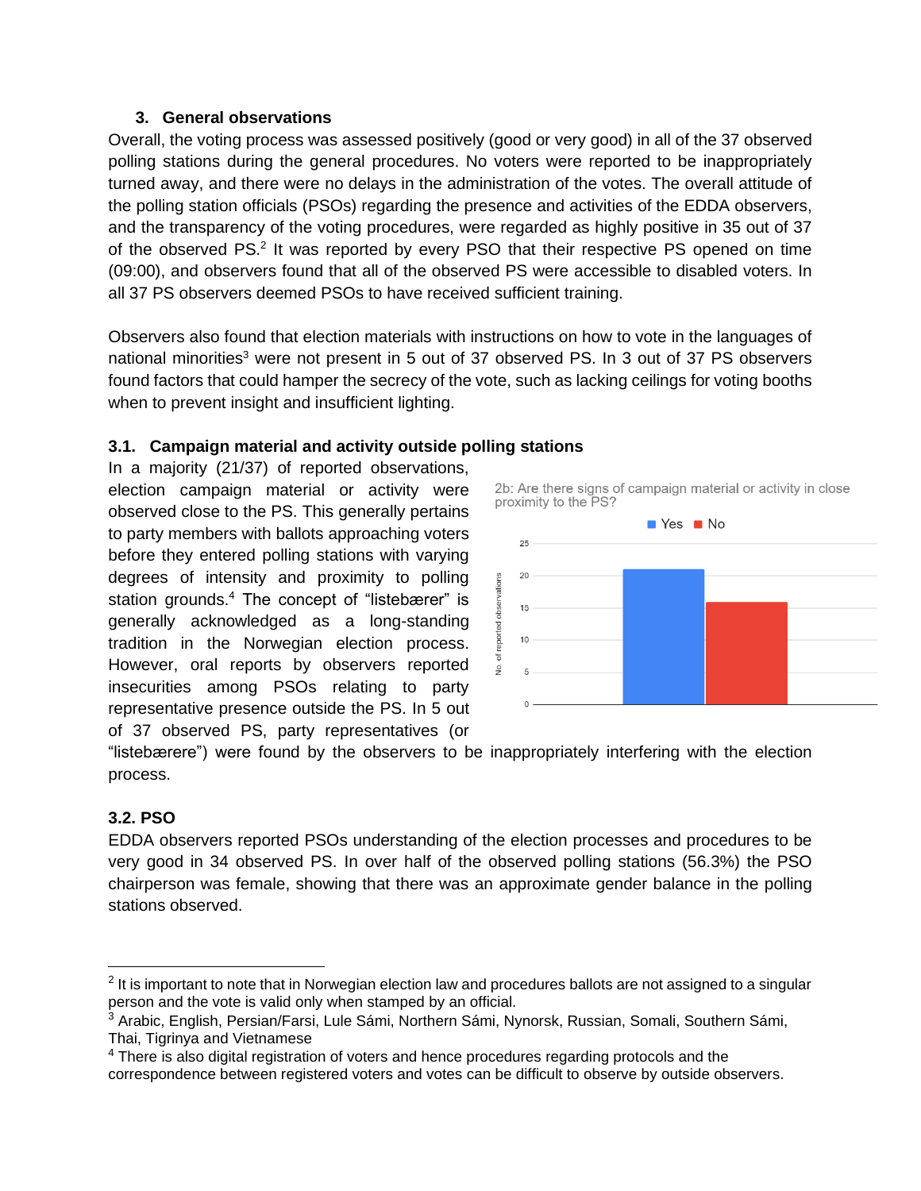## 3. General observations

Overall, the voting process was assessed positively (good or very good) in all of the 37 observed polling stations during the general procedures. No voters were reported to be inappropriately turned away, and there were no delays in the administration of the votes. The overall attitude of the polling station officials (PSOs) regarding the presence and activities of the EDDA observers, and the transparency of the voting procedures, were regarded as highly positive in 35 out of 37 of the observed PS.[2] It was reported by every PSO that their respective PS opened on time (09:00), and observers found that all of the observed PS were accessible to disabled voters. In all 37 PS observers deemed PSOs to have received sufficient training.

Observers also found that election materials with instructions on how to vote in the languages of national minorities[3] were not present in 5 out of 37 observed PS. In 3 out of 37 PS observers found factors that could hamper the secrecy of the vote, such as lacking ceilings for voting booths when to prevent insight and insufficient lighting.

### 3.1. Campaign material and activity outside polling stations

In a majority (21/37) of reported observations, election campaign material or activity were observed close to the PS. This generally pertains to party members with ballots approaching voters before they entered polling stations with varying degrees of intensity and proximity to polling station grounds.[4] The concept of "listebærer" is generally acknowledged as a long-standing tradition in the Norwegian election process. However, oral reports by observers reported insecurities among PSOs relating to party representative presence outside the PS. In 5 out of 37 observed PS, party representatives (or "listebærere") were found by the observers to be inappropriately interfering with the election process.

2b: Are there signs of campaign material or activity in close proximity to the PS?

| | No. of reported observations |
|---|---|
| Yes | 21 |
| No | 16 |

### 3.2. PSO

EDDA observers reported PSOs understanding of the election processes and procedures to be very good in 34 observed PS. In over half of the observed polling stations (56.3%) the PSO chairperson was female, showing that there was an approximate gender balance in the polling stations observed.

---

[2] It is important to note that in Norwegian election law and procedures ballots are not assigned to a singular person and the vote is valid only when stamped by an official.

[3] Arabic, English, Persian/Farsi, Lule Sámi, Northern Sámi, Nynorsk, Russian, Somali, Southern Sámi, Thai, Tigrinya and Vietnamese

[4] There is also digital registration of voters and hence procedures regarding protocols and the correspondence between registered voters and votes can be difficult to observe by outside observers.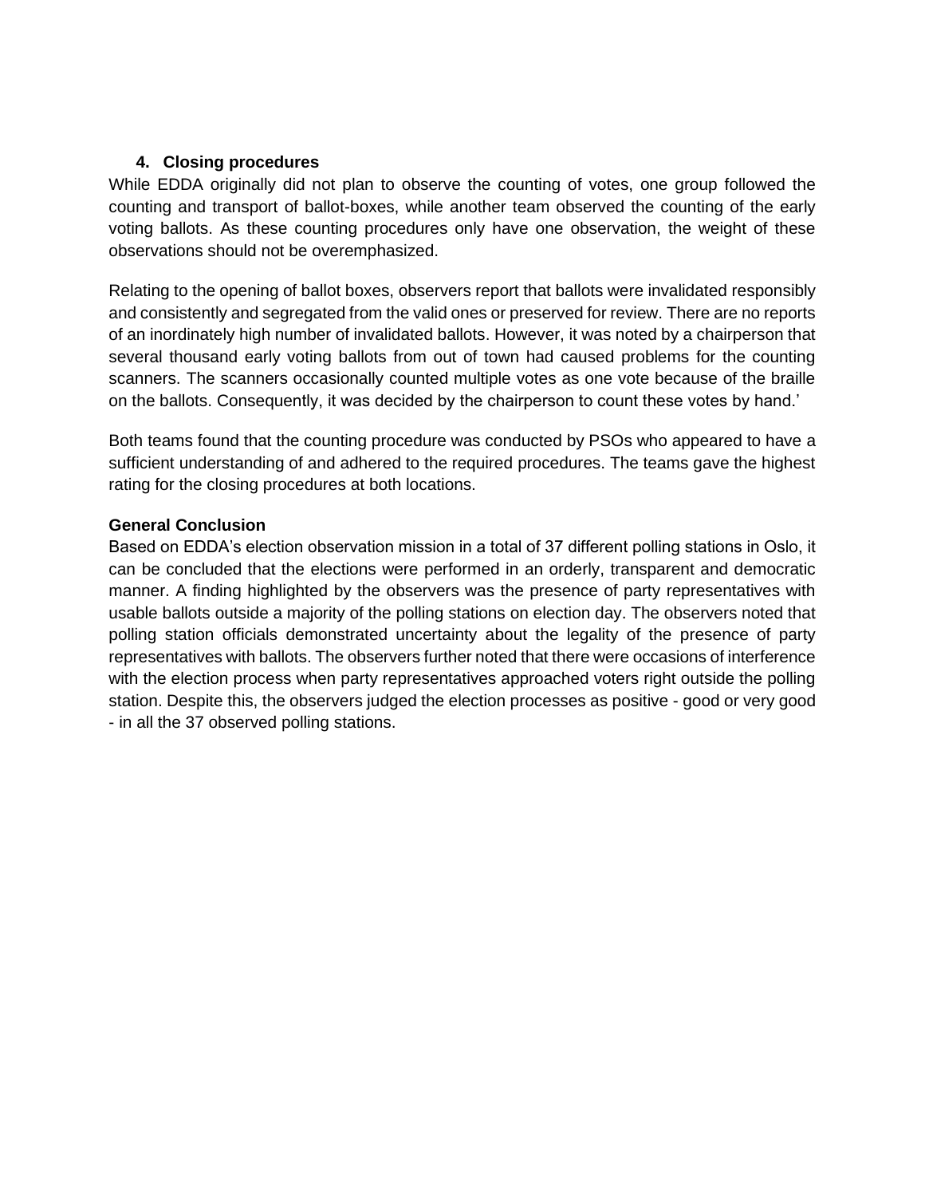## 4. Closing procedures

While EDDA originally did not plan to observe the counting of votes, one group followed the counting and transport of ballot-boxes, while another team observed the counting of the early voting ballots. As these counting procedures only have one observation, the weight of these observations should not be overemphasized.

Relating to the opening of ballot boxes, observers report that ballots were invalidated responsibly and consistently and segregated from the valid ones or preserved for review. There are no reports of an inordinately high number of invalidated ballots. However, it was noted by a chairperson that several thousand early voting ballots from out of town had caused problems for the counting scanners. The scanners occasionally counted multiple votes as one vote because of the braille on the ballots. Consequently, it was decided by the chairperson to count these votes by hand.'

Both teams found that the counting procedure was conducted by PSOs who appeared to have a sufficient understanding of and adhered to the required procedures. The teams gave the highest rating for the closing procedures at both locations.

**General Conclusion**

Based on EDDA's election observation mission in a total of 37 different polling stations in Oslo, it can be concluded that the elections were performed in an orderly, transparent and democratic manner. A finding highlighted by the observers was the presence of party representatives with usable ballots outside a majority of the polling stations on election day. The observers noted that polling station officials demonstrated uncertainty about the legality of the presence of party representatives with ballots. The observers further noted that there were occasions of interference with the election process when party representatives approached voters right outside the polling station. Despite this, the observers judged the election processes as positive - good or very good - in all the 37 observed polling stations.